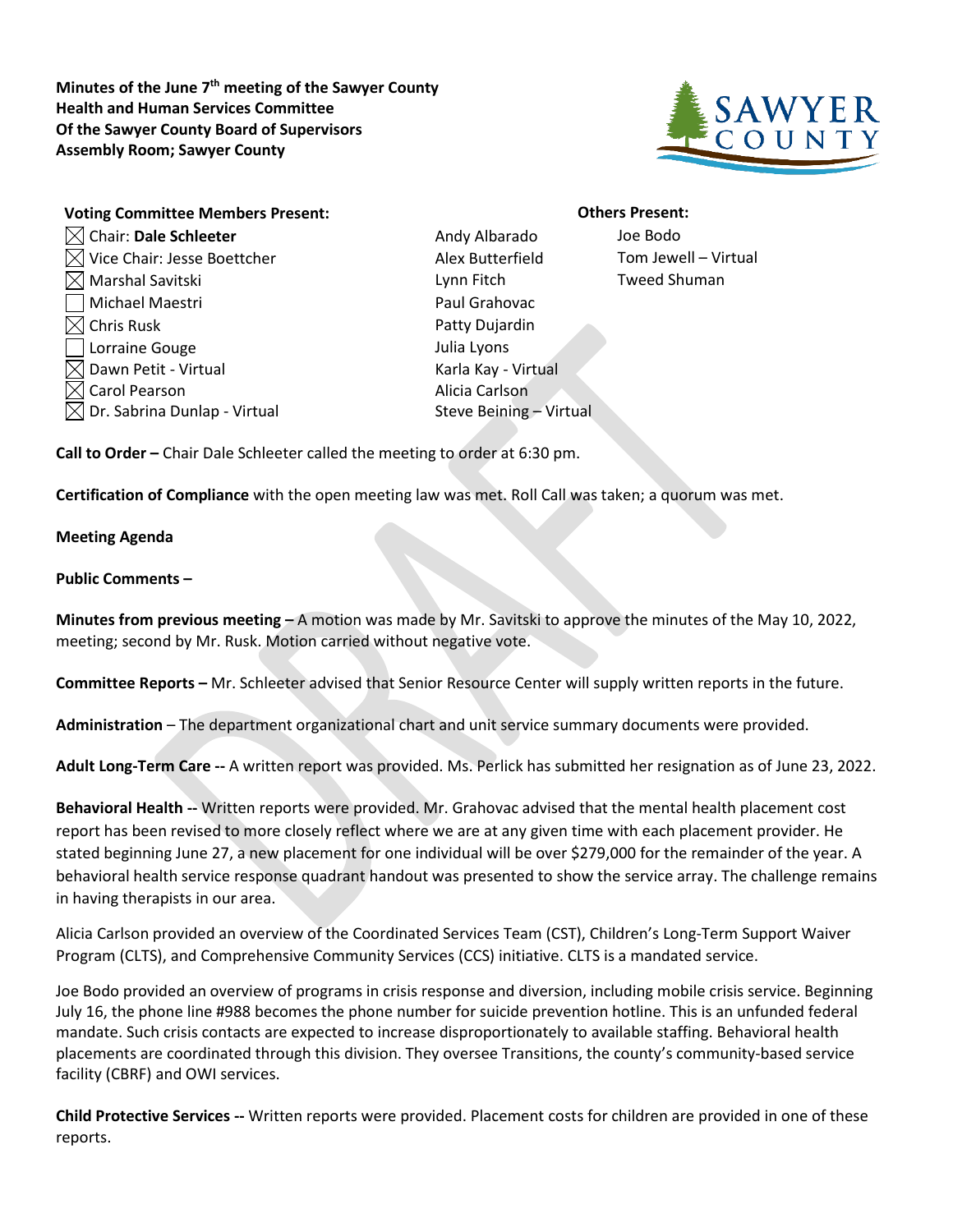**Minutes of the June 7th meeting of the Sawyer County Health and Human Services Committee Of the Sawyer County Board of Supervisors Assembly Room; Sawyer County**

**Voting Committee Members Present:**

- ☒ Chair: **Dale Schleeter**
- ☒ Vice Chair: Jesse Boettcher
- ☒ Marshal Savitski
- ☐ Michael Maestri
- ☒ Chris Rusk
- ☐ Lorraine Gouge
- ☒ Dawn Petit - Virtual
- ☒ Carol Pearson
- ☒ Dr. Sabrina Dunlap - Virtual

**Others Present:**

- Andy Albarado
- Alex Butterfield
- Lynn Fitch
- Paul Grahovac
- Patty Dujardin
- Julia Lyons
- Karla Kay - Virtual
- Alicia Carlson
- Steve Beining – Virtual
- Joe Bodo
- Tom Jewell – Virtual
- Tweed Shuman

**Call to Order –** Chair Dale Schleeter called the meeting to order at 6:30 pm.

**Certification of Compliance** with the open meeting law was met. Roll Call was taken; a quorum was met.

**Meeting Agenda**

**Public Comments –**

**Minutes from previous meeting –** A motion was made by Mr. Savitski to approve the minutes of the May 10, 2022, meeting; second by Mr. Rusk. Motion carried without negative vote.

**Committee Reports –** Mr. Schleeter advised that Senior Resource Center will supply written reports in the future.

**Administration** – The department organizational chart and unit service summary documents were provided.

**Adult Long-Term Care --** A written report was provided. Ms. Perlick has submitted her resignation as of June 23, 2022.

**Behavioral Health --** Written reports were provided. Mr. Grahovac advised that the mental health placement cost report has been revised to more closely reflect where we are at any given time with each placement provider. He stated beginning June 27, a new placement for one individual will be over $279,000 for the remainder of the year. A behavioral health service response quadrant handout was presented to show the service array. The challenge remains in having therapists in our area.

Alicia Carlson provided an overview of the Coordinated Services Team (CST), Children's Long-Term Support Waiver Program (CLTS), and Comprehensive Community Services (CCS) initiative. CLTS is a mandated service.

Joe Bodo provided an overview of programs in crisis response and diversion, including mobile crisis service. Beginning July 16, the phone line #988 becomes the phone number for suicide prevention hotline. This is an unfunded federal mandate. Such crisis contacts are expected to increase disproportionately to available staffing. Behavioral health placements are coordinated through this division. They oversee Transitions, the county's community-based service facility (CBRF) and OWI services.

**Child Protective Services --** Written reports were provided. Placement costs for children are provided in one of these reports.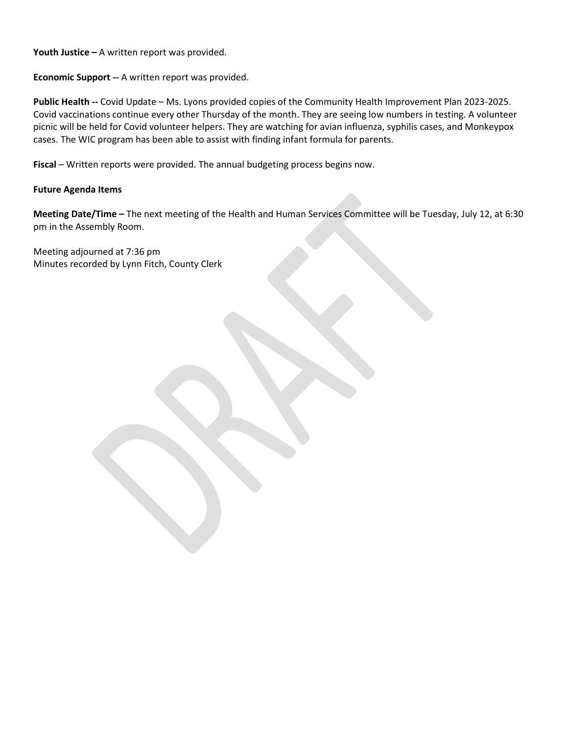**Youth Justice –** A written report was provided.

**Economic Support --** A written report was provided.

**Public Health --** Covid Update – Ms. Lyons provided copies of the Community Health Improvement Plan 2023-2025. Covid vaccinations continue every other Thursday of the month. They are seeing low numbers in testing. A volunteer picnic will be held for Covid volunteer helpers. They are watching for avian influenza, syphilis cases, and Monkeypox cases. The WIC program has been able to assist with finding infant formula for parents.

**Fiscal** – Written reports were provided. The annual budgeting process begins now.

**Future Agenda Items**

**Meeting Date/Time –** The next meeting of the Health and Human Services Committee will be Tuesday, July 12, at 6:30 pm in the Assembly Room.

Meeting adjourned at 7:36 pm
Minutes recorded by Lynn Fitch, County Clerk